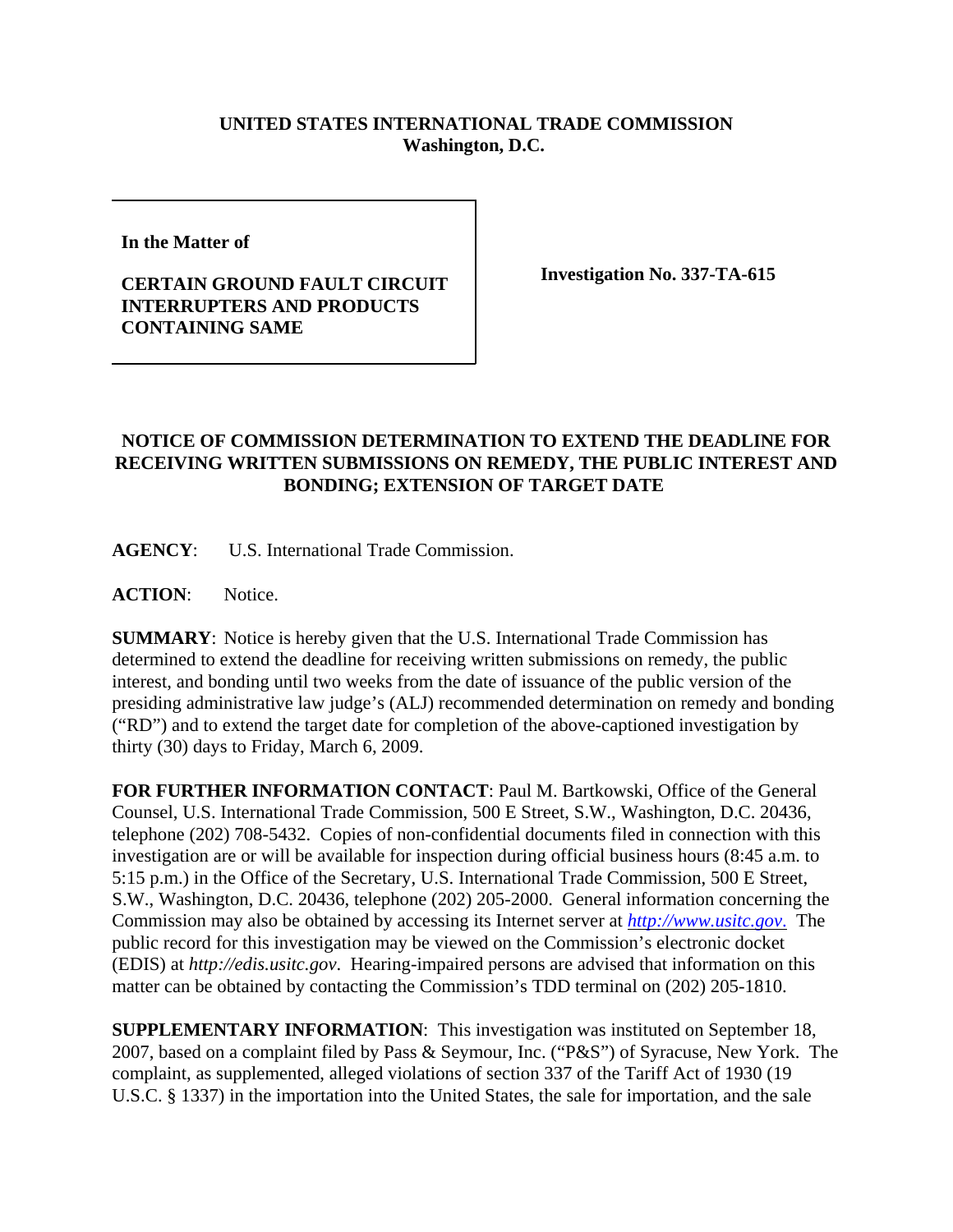**UNITED STATES INTERNATIONAL TRADE COMMISSION**
**Washington, D.C.**

| | |
|---|---|
| **In the Matter of** <br><br> **CERTAIN GROUND FAULT CIRCUIT INTERRUPTERS AND PRODUCTS CONTAINING SAME** | **Investigation No. 337-TA-615** |

**NOTICE OF COMMISSION DETERMINATION TO EXTEND THE DEADLINE FOR RECEIVING WRITTEN SUBMISSIONS ON REMEDY, THE PUBLIC INTEREST AND BONDING; EXTENSION OF TARGET DATE**

**AGENCY**: U.S. International Trade Commission.

**ACTION**: Notice.

**SUMMARY**: Notice is hereby given that the U.S. International Trade Commission has determined to extend the deadline for receiving written submissions on remedy, the public interest, and bonding until two weeks from the date of issuance of the public version of the presiding administrative law judge's (ALJ) recommended determination on remedy and bonding ("RD") and to extend the target date for completion of the above-captioned investigation by thirty (30) days to Friday, March 6, 2009.

**FOR FURTHER INFORMATION CONTACT**: Paul M. Bartkowski, Office of the General Counsel, U.S. International Trade Commission, 500 E Street, S.W., Washington, D.C. 20436, telephone (202) 708-5432. Copies of non-confidential documents filed in connection with this investigation are or will be available for inspection during official business hours (8:45 a.m. to 5:15 p.m.) in the Office of the Secretary, U.S. International Trade Commission, 500 E Street, S.W., Washington, D.C. 20436, telephone (202) 205-2000. General information concerning the Commission may also be obtained by accessing its Internet server at *http://www.usitc.gov*. The public record for this investigation may be viewed on the Commission's electronic docket (EDIS) at *http://edis.usitc.gov*. Hearing-impaired persons are advised that information on this matter can be obtained by contacting the Commission's TDD terminal on (202) 205-1810.

**SUPPLEMENTARY INFORMATION**: This investigation was instituted on September 18, 2007, based on a complaint filed by Pass & Seymour, Inc. ("P&S") of Syracuse, New York. The complaint, as supplemented, alleged violations of section 337 of the Tariff Act of 1930 (19 U.S.C. § 1337) in the importation into the United States, the sale for importation, and the sale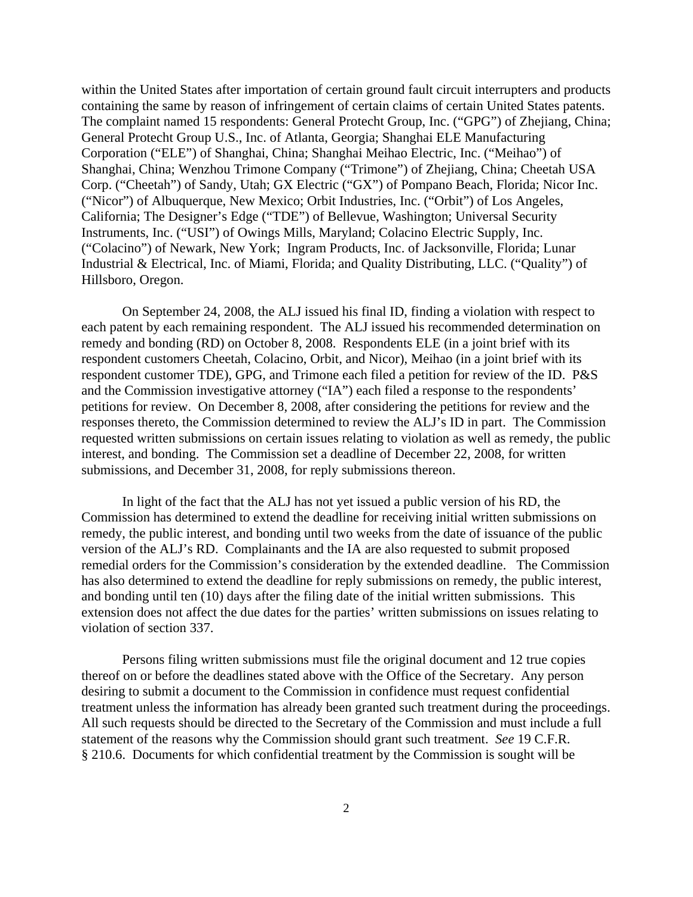within the United States after importation of certain ground fault circuit interrupters and products containing the same by reason of infringement of certain claims of certain United States patents. The complaint named 15 respondents: General Protecht Group, Inc. ("GPG") of Zhejiang, China; General Protecht Group U.S., Inc. of Atlanta, Georgia; Shanghai ELE Manufacturing Corporation ("ELE") of Shanghai, China; Shanghai Meihao Electric, Inc. ("Meihao") of Shanghai, China; Wenzhou Trimone Company ("Trimone") of Zhejiang, China; Cheetah USA Corp. ("Cheetah") of Sandy, Utah; GX Electric ("GX") of Pompano Beach, Florida; Nicor Inc. ("Nicor") of Albuquerque, New Mexico; Orbit Industries, Inc. ("Orbit") of Los Angeles, California; The Designer's Edge ("TDE") of Bellevue, Washington; Universal Security Instruments, Inc. ("USI") of Owings Mills, Maryland; Colacino Electric Supply, Inc. ("Colacino") of Newark, New York; Ingram Products, Inc. of Jacksonville, Florida; Lunar Industrial & Electrical, Inc. of Miami, Florida; and Quality Distributing, LLC. ("Quality") of Hillsboro, Oregon.

On September 24, 2008, the ALJ issued his final ID, finding a violation with respect to each patent by each remaining respondent. The ALJ issued his recommended determination on remedy and bonding (RD) on October 8, 2008. Respondents ELE (in a joint brief with its respondent customers Cheetah, Colacino, Orbit, and Nicor), Meihao (in a joint brief with its respondent customer TDE), GPG, and Trimone each filed a petition for review of the ID. P&S and the Commission investigative attorney ("IA") each filed a response to the respondents' petitions for review. On December 8, 2008, after considering the petitions for review and the responses thereto, the Commission determined to review the ALJ's ID in part. The Commission requested written submissions on certain issues relating to violation as well as remedy, the public interest, and bonding. The Commission set a deadline of December 22, 2008, for written submissions, and December 31, 2008, for reply submissions thereon.

In light of the fact that the ALJ has not yet issued a public version of his RD, the Commission has determined to extend the deadline for receiving initial written submissions on remedy, the public interest, and bonding until two weeks from the date of issuance of the public version of the ALJ's RD. Complainants and the IA are also requested to submit proposed remedial orders for the Commission's consideration by the extended deadline. The Commission has also determined to extend the deadline for reply submissions on remedy, the public interest, and bonding until ten (10) days after the filing date of the initial written submissions. This extension does not affect the due dates for the parties' written submissions on issues relating to violation of section 337.

Persons filing written submissions must file the original document and 12 true copies thereof on or before the deadlines stated above with the Office of the Secretary. Any person desiring to submit a document to the Commission in confidence must request confidential treatment unless the information has already been granted such treatment during the proceedings. All such requests should be directed to the Secretary of the Commission and must include a full statement of the reasons why the Commission should grant such treatment. *See* 19 C.F.R. § 210.6. Documents for which confidential treatment by the Commission is sought will be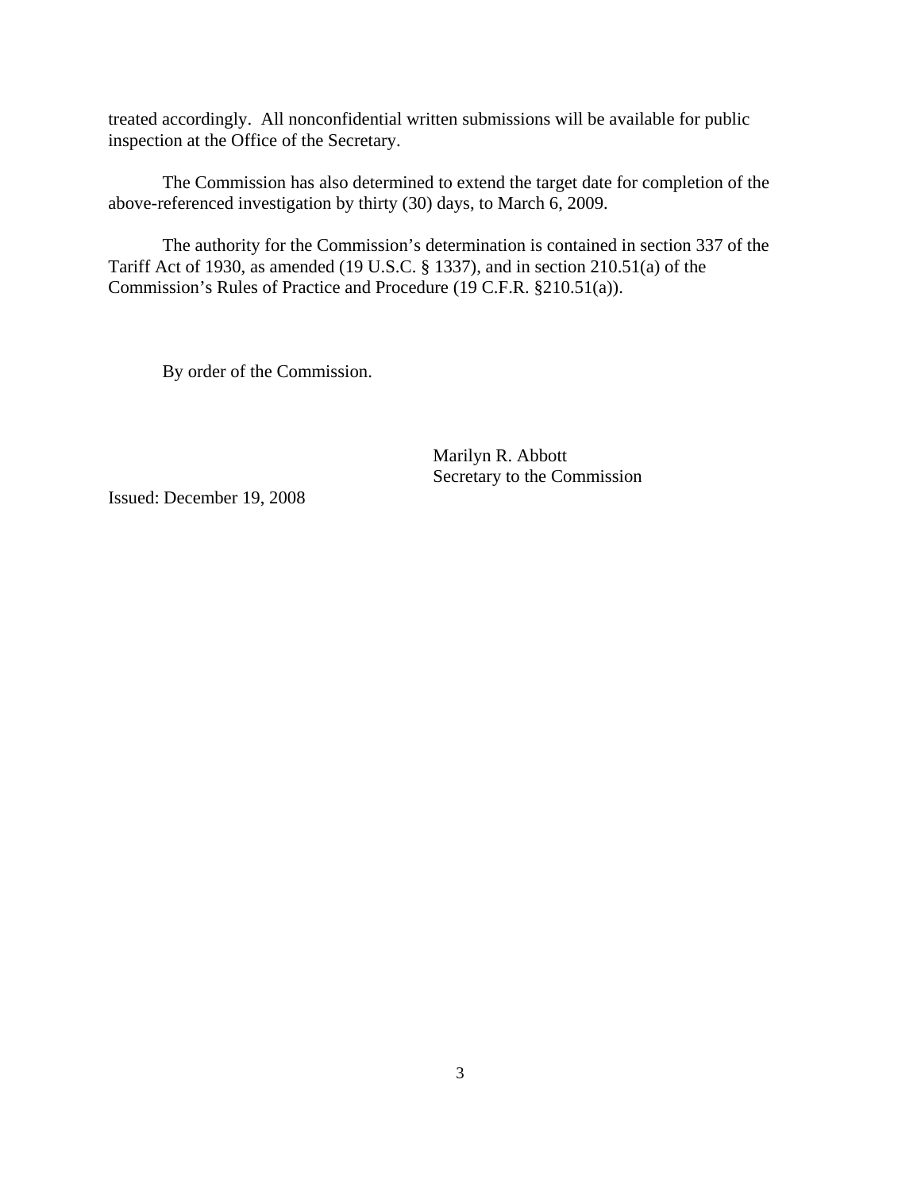treated accordingly. All nonconfidential written submissions will be available for public inspection at the Office of the Secretary.

The Commission has also determined to extend the target date for completion of the above-referenced investigation by thirty (30) days, to March 6, 2009.

The authority for the Commission's determination is contained in section 337 of the Tariff Act of 1930, as amended (19 U.S.C. § 1337), and in section 210.51(a) of the Commission's Rules of Practice and Procedure (19 C.F.R. §210.51(a)).

By order of the Commission.

Marilyn R. Abbott
Secretary to the Commission

Issued: December 19, 2008